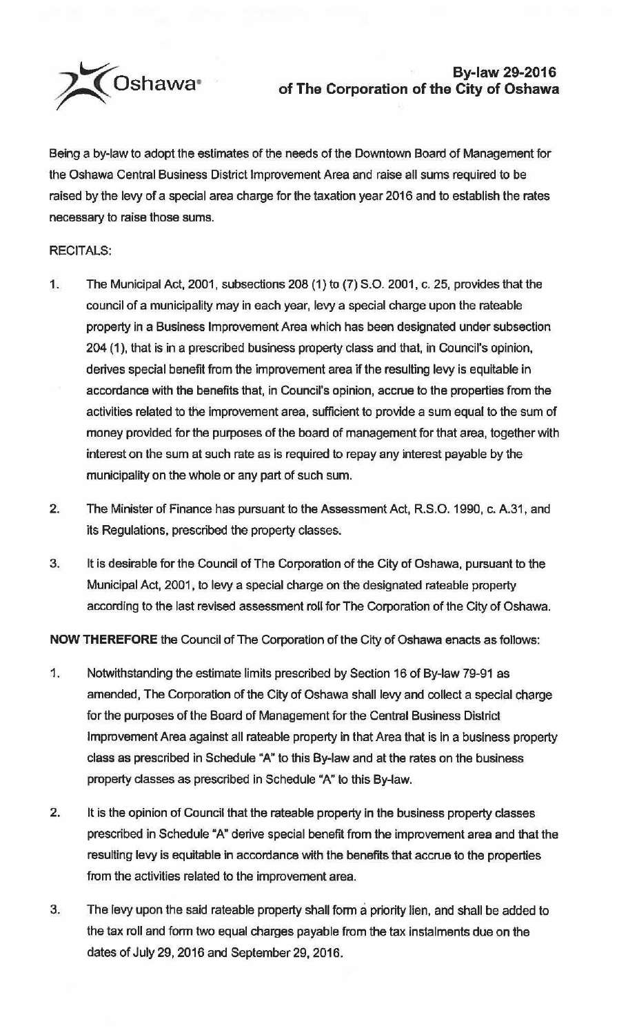Oshawa

# By-law 29-2016
## of The Corporation of the City of Oshawa

Being a by-law to adopt the estimates of the needs of the Downtown Board of Management for the Oshawa Central Business District Improvement Area and raise all sums required to be raised by the levy of a special area charge for the taxation year 2016 and to establish the rates necessary to raise those sums.

RECITALS:

1. The Municipal Act, 2001, subsections 208 (1) to (7) S.O. 2001, c. 25, provides that the council of a municipality may in each year, levy a special charge upon the rateable property in a Business Improvement Area which has been designated under subsection 204 (1), that is in a prescribed business property class and that, in Council's opinion, derives special benefit from the improvement area if the resulting levy is equitable in accordance with the benefits that, in Council's opinion, accrue to the properties from the activities related to the improvement area, sufficient to provide a sum equal to the sum of money provided for the purposes of the board of management for that area, together with interest on the sum at such rate as is required to repay any interest payable by the municipality on the whole or any part of such sum.

2. The Minister of Finance has pursuant to the Assessment Act, R.S.O. 1990, c. A.31, and its Regulations, prescribed the property classes.

3. It is desirable for the Council of The Corporation of the City of Oshawa, pursuant to the Municipal Act, 2001, to levy a special charge on the designated rateable property according to the last revised assessment roll for The Corporation of the City of Oshawa.

**NOW THEREFORE** the Council of The Corporation of the City of Oshawa enacts as follows:

1. Notwithstanding the estimate limits prescribed by Section 16 of By-law 79-91 as amended, The Corporation of the City of Oshawa shall levy and collect a special charge for the purposes of the Board of Management for the Central Business District Improvement Area against all rateable property in that Area that is in a business property class as prescribed in Schedule "A" to this By-law and at the rates on the business property classes as prescribed in Schedule "A" to this By-law.

2. It is the opinion of Council that the rateable property in the business property classes prescribed in Schedule "A" derive special benefit from the improvement area and that the resulting levy is equitable in accordance with the benefits that accrue to the properties from the activities related to the improvement area.

3. The levy upon the said rateable property shall form a priority lien, and shall be added to the tax roll and form two equal charges payable from the tax instalments due on the dates of July 29, 2016 and September 29, 2016.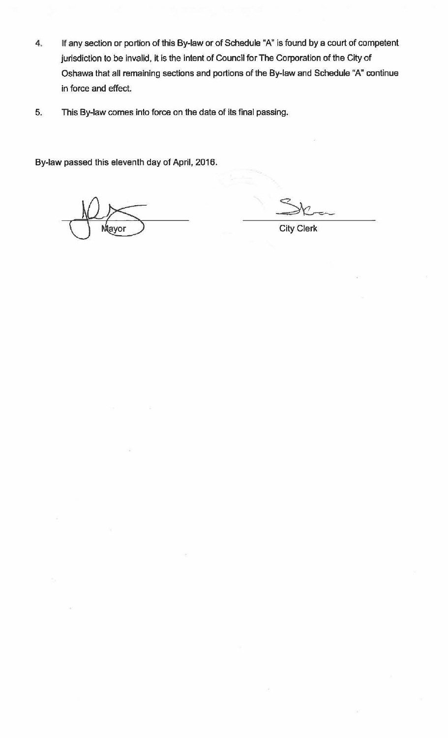4. If any section or portion of this By-law or of Schedule "A" is found by a court of competent jurisdiction to be invalid, it is the intent of Council for The Corporation of the City of Oshawa that all remaining sections and portions of the By-law and Schedule "A" continue in force and effect.

5. This By-law comes into force on the date of its final passing.

By-law passed this eleventh day of April, 2016.

Mayor

City Clerk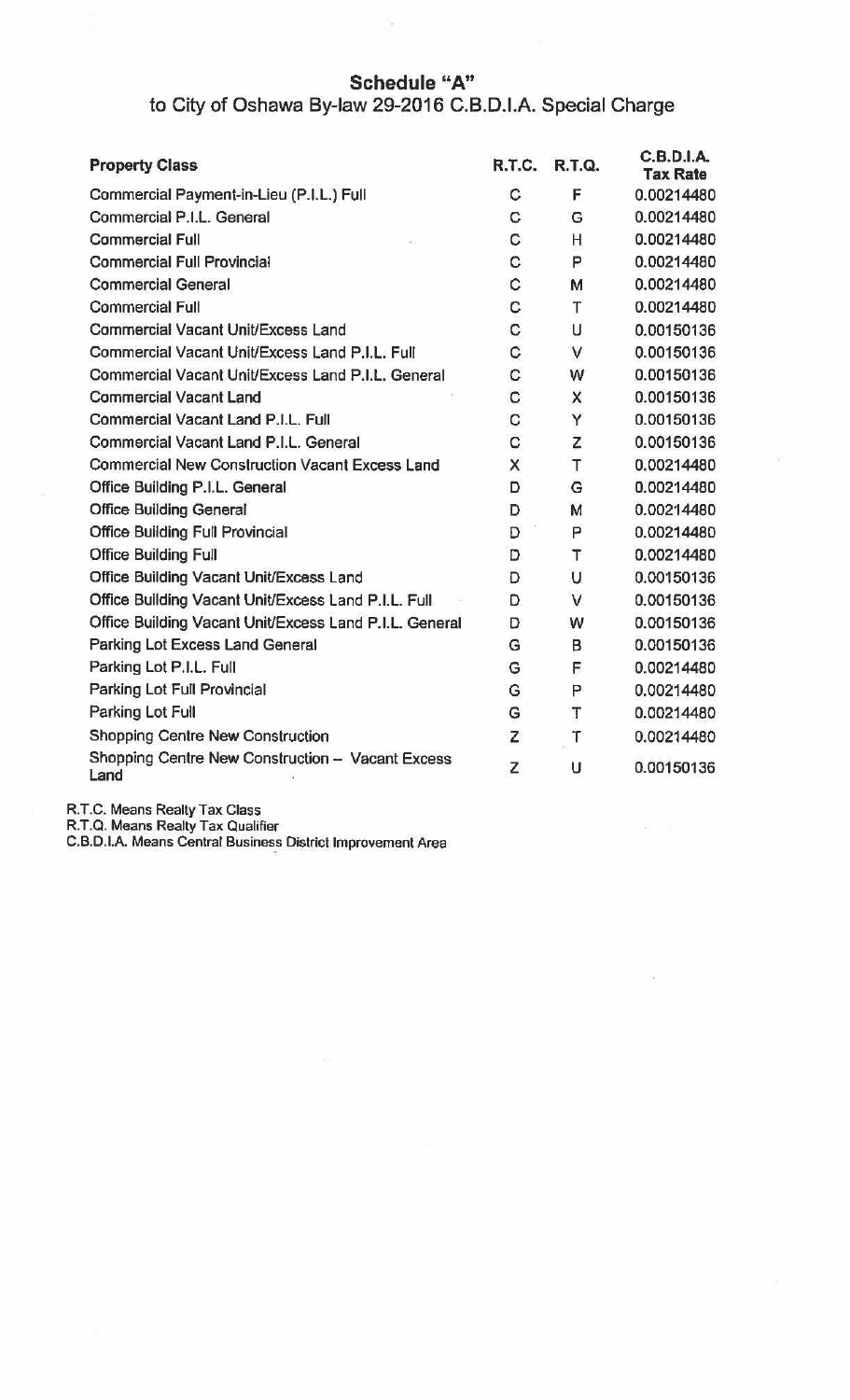## Schedule "A"

to City of Oshawa By-law 29-2016 C.B.D.I.A. Special Charge

| Property Class | R.T.C. | R.T.Q. | C.B.D.I.A. Tax Rate |
|---|---|---|---|
| Commercial Payment-in-Lieu (P.I.L.) Full | C | F | 0.00214480 |
| Commercial P.I.L. General | C | G | 0.00214480 |
| Commercial Full | C | H | 0.00214480 |
| Commercial Full Provincial | C | P | 0.00214480 |
| Commercial General | C | M | 0.00214480 |
| Commercial Full | C | T | 0.00214480 |
| Commercial Vacant Unit/Excess Land | C | U | 0.00150136 |
| Commercial Vacant Unit/Excess Land P.I.L. Full | C | V | 0.00150136 |
| Commercial Vacant Unit/Excess Land P.I.L. General | C | W | 0.00150136 |
| Commercial Vacant Land | C | X | 0.00150136 |
| Commercial Vacant Land P.I.L. Full | C | Y | 0.00150136 |
| Commercial Vacant Land P.I.L. General | C | Z | 0.00150136 |
| Commercial New Construction Vacant Excess Land | X | T | 0.00214480 |
| Office Building P.I.L. General | D | G | 0.00214480 |
| Office Building General | D | M | 0.00214480 |
| Office Building Full Provincial | D | P | 0.00214480 |
| Office Building Full | D | T | 0.00214480 |
| Office Building Vacant Unit/Excess Land | D | U | 0.00150136 |
| Office Building Vacant Unit/Excess Land P.I.L. Full | D | V | 0.00150136 |
| Office Building Vacant Unit/Excess Land P.I.L. General | D | W | 0.00150136 |
| Parking Lot Excess Land General | G | B | 0.00150136 |
| Parking Lot P.I.L. Full | G | F | 0.00214480 |
| Parking Lot Full Provincial | G | P | 0.00214480 |
| Parking Lot Full | G | T | 0.00214480 |
| Shopping Centre New Construction | Z | T | 0.00214480 |
| Shopping Centre New Construction – Vacant Excess Land | Z | U | 0.00150136 |

R.T.C. Means Realty Tax Class
R.T.Q. Means Realty Tax Qualifier
C.B.D.I.A. Means Central Business District Improvement Area